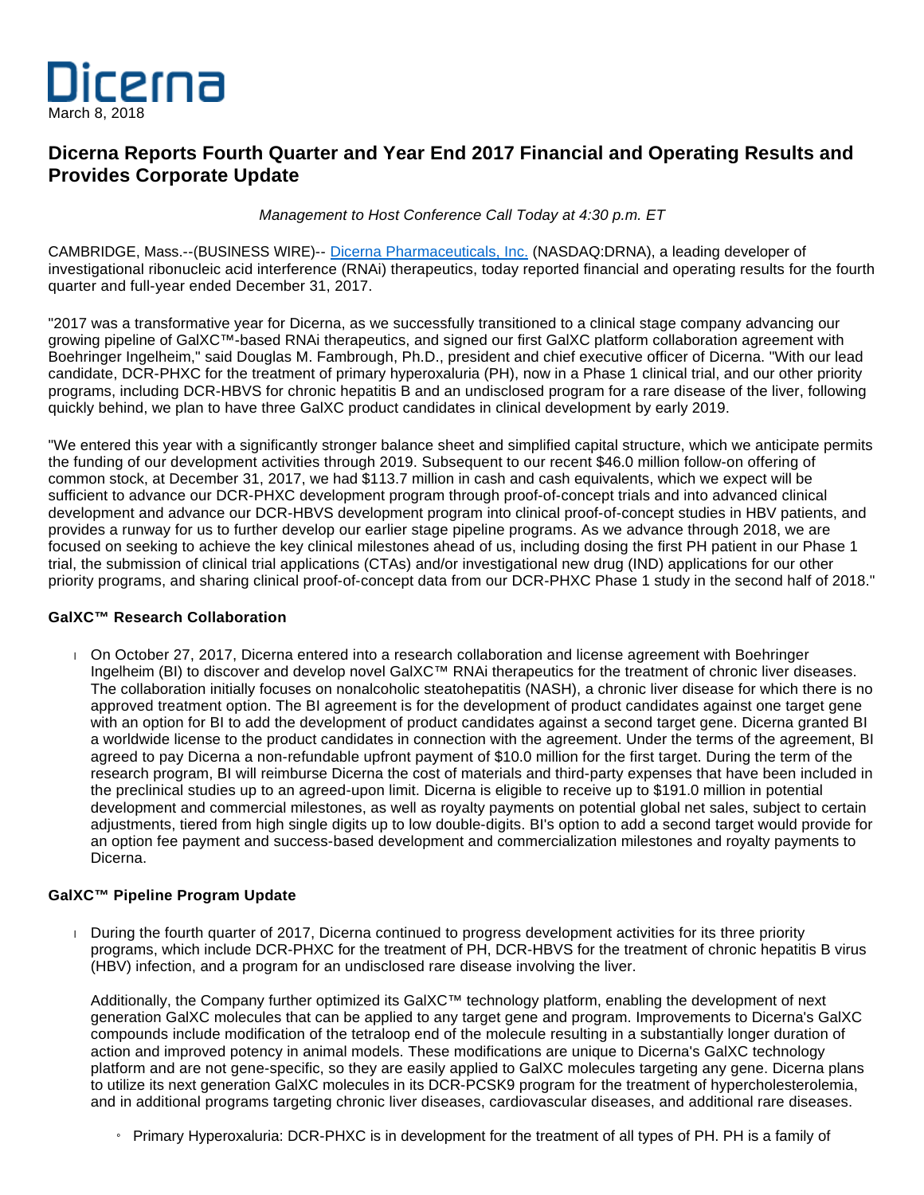Dicerna

March 8, 2018

# Dicerna Reports Fourth Quarter and Year End 2017 Financial and Operating Results and Provides Corporate Update

*Management to Host Conference Call Today at 4:30 p.m. ET*

CAMBRIDGE, Mass.--(BUSINESS WIRE)-- Dicerna Pharmaceuticals, Inc. (NASDAQ:DRNA), a leading developer of investigational ribonucleic acid interference (RNAi) therapeutics, today reported financial and operating results for the fourth quarter and full-year ended December 31, 2017.

"2017 was a transformative year for Dicerna, as we successfully transitioned to a clinical stage company advancing our growing pipeline of GalXC™-based RNAi therapeutics, and signed our first GalXC platform collaboration agreement with Boehringer Ingelheim," said Douglas M. Fambrough, Ph.D., president and chief executive officer of Dicerna. "With our lead candidate, DCR-PHXC for the treatment of primary hyperoxaluria (PH), now in a Phase 1 clinical trial, and our other priority programs, including DCR-HBVS for chronic hepatitis B and an undisclosed program for a rare disease of the liver, following quickly behind, we plan to have three GalXC product candidates in clinical development by early 2019.

"We entered this year with a significantly stronger balance sheet and simplified capital structure, which we anticipate permits the funding of our development activities through 2019. Subsequent to our recent $46.0 million follow-on offering of common stock, at December 31, 2017, we had $113.7 million in cash and cash equivalents, which we expect will be sufficient to advance our DCR-PHXC development program through proof-of-concept trials and into advanced clinical development and advance our DCR-HBVS development program into clinical proof-of-concept studies in HBV patients, and provides a runway for us to further develop our earlier stage pipeline programs. As we advance through 2018, we are focused on seeking to achieve the key clinical milestones ahead of us, including dosing the first PH patient in our Phase 1 trial, the submission of clinical trial applications (CTAs) and/or investigational new drug (IND) applications for our other priority programs, and sharing clinical proof-of-concept data from our DCR-PHXC Phase 1 study in the second half of 2018."

### GalXC™ Research Collaboration

- On October 27, 2017, Dicerna entered into a research collaboration and license agreement with Boehringer Ingelheim (BI) to discover and develop novel GalXC™ RNAi therapeutics for the treatment of chronic liver diseases. The collaboration initially focuses on nonalcoholic steatohepatitis (NASH), a chronic liver disease for which there is no approved treatment option. The BI agreement is for the development of product candidates against one target gene with an option for BI to add the development of product candidates against a second target gene. Dicerna granted BI a worldwide license to the product candidates in connection with the agreement. Under the terms of the agreement, BI agreed to pay Dicerna a non-refundable upfront payment of $10.0 million for the first target. During the term of the research program, BI will reimburse Dicerna the cost of materials and third-party expenses that have been included in the preclinical studies up to an agreed-upon limit. Dicerna is eligible to receive up to $191.0 million in potential development and commercial milestones, as well as royalty payments on potential global net sales, subject to certain adjustments, tiered from high single digits up to low double-digits. BI's option to add a second target would provide for an option fee payment and success-based development and commercialization milestones and royalty payments to Dicerna.

### GalXC™ Pipeline Program Update

- During the fourth quarter of 2017, Dicerna continued to progress development activities for its three priority programs, which include DCR-PHXC for the treatment of PH, DCR-HBVS for the treatment of chronic hepatitis B virus (HBV) infection, and a program for an undisclosed rare disease involving the liver.

  Additionally, the Company further optimized its GalXC™ technology platform, enabling the development of next generation GalXC molecules that can be applied to any target gene and program. Improvements to Dicerna's GalXC compounds include modification of the tetraloop end of the molecule resulting in a substantially longer duration of action and improved potency in animal models. These modifications are unique to Dicerna's GalXC technology platform and are not gene-specific, so they are easily applied to GalXC molecules targeting any gene. Dicerna plans to utilize its next generation GalXC molecules in its DCR-PCSK9 program for the treatment of hypercholesterolemia, and in additional programs targeting chronic liver diseases, cardiovascular diseases, and additional rare diseases.

  - Primary Hyperoxaluria: DCR-PHXC is in development for the treatment of all types of PH. PH is a family of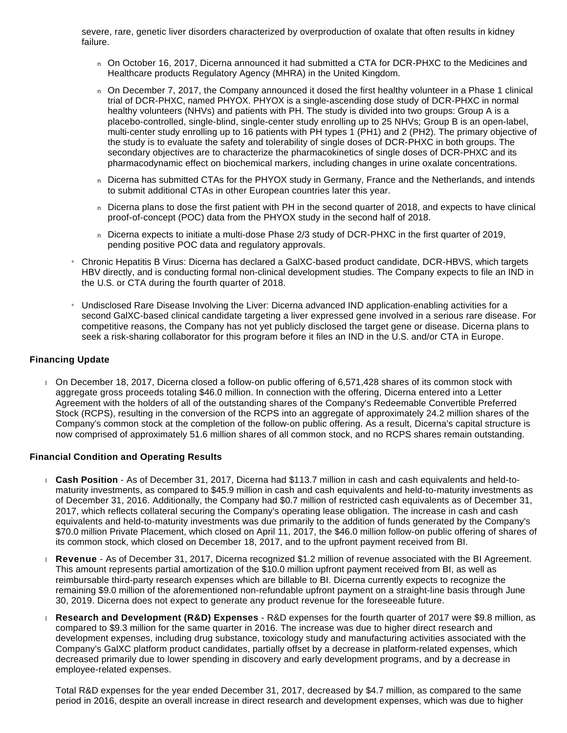severe, rare, genetic liver disorders characterized by overproduction of oxalate that often results in kidney failure.

- On October 16, 2017, Dicerna announced it had submitted a CTA for DCR-PHXC to the Medicines and Healthcare products Regulatory Agency (MHRA) in the United Kingdom.
- On December 7, 2017, the Company announced it dosed the first healthy volunteer in a Phase 1 clinical trial of DCR-PHXC, named PHYOX. PHYOX is a single-ascending dose study of DCR-PHXC in normal healthy volunteers (NHVs) and patients with PH. The study is divided into two groups: Group A is a placebo-controlled, single-blind, single-center study enrolling up to 25 NHVs; Group B is an open-label, multi-center study enrolling up to 16 patients with PH types 1 (PH1) and 2 (PH2). The primary objective of the study is to evaluate the safety and tolerability of single doses of DCR-PHXC in both groups. The secondary objectives are to characterize the pharmacokinetics of single doses of DCR-PHXC and its pharmacodynamic effect on biochemical markers, including changes in urine oxalate concentrations.
- Dicerna has submitted CTAs for the PHYOX study in Germany, France and the Netherlands, and intends to submit additional CTAs in other European countries later this year.
- Dicerna plans to dose the first patient with PH in the second quarter of 2018, and expects to have clinical proof-of-concept (POC) data from the PHYOX study in the second half of 2018.
- Dicerna expects to initiate a multi-dose Phase 2/3 study of DCR-PHXC in the first quarter of 2019, pending positive POC data and regulatory approvals.

- Chronic Hepatitis B Virus: Dicerna has declared a GalXC-based product candidate, DCR-HBVS, which targets HBV directly, and is conducting formal non-clinical development studies. The Company expects to file an IND in the U.S. or CTA during the fourth quarter of 2018.
- Undisclosed Rare Disease Involving the Liver: Dicerna advanced IND application-enabling activities for a second GalXC-based clinical candidate targeting a liver expressed gene involved in a serious rare disease. For competitive reasons, the Company has not yet publicly disclosed the target gene or disease. Dicerna plans to seek a risk-sharing collaborator for this program before it files an IND in the U.S. and/or CTA in Europe.

### Financing Update

- On December 18, 2017, Dicerna closed a follow-on public offering of 6,571,428 shares of its common stock with aggregate gross proceeds totaling $46.0 million. In connection with the offering, Dicerna entered into a Letter Agreement with the holders of all of the outstanding shares of the Company's Redeemable Convertible Preferred Stock (RCPS), resulting in the conversion of the RCPS into an aggregate of approximately 24.2 million shares of the Company's common stock at the completion of the follow-on public offering. As a result, Dicerna's capital structure is now comprised of approximately 51.6 million shares of all common stock, and no RCPS shares remain outstanding.

### Financial Condition and Operating Results

- **Cash Position** - As of December 31, 2017, Dicerna had $113.7 million in cash and cash equivalents and held-to-maturity investments, as compared to $45.9 million in cash and cash equivalents and held-to-maturity investments as of December 31, 2016. Additionally, the Company had $0.7 million of restricted cash equivalents as of December 31, 2017, which reflects collateral securing the Company's operating lease obligation. The increase in cash and cash equivalents and held-to-maturity investments was due primarily to the addition of funds generated by the Company's $70.0 million Private Placement, which closed on April 11, 2017, the $46.0 million follow-on public offering of shares of its common stock, which closed on December 18, 2017, and to the upfront payment received from BI.
- **Revenue** - As of December 31, 2017, Dicerna recognized $1.2 million of revenue associated with the BI Agreement. This amount represents partial amortization of the $10.0 million upfront payment received from BI, as well as reimbursable third-party research expenses which are billable to BI. Dicerna currently expects to recognize the remaining $9.0 million of the aforementioned non-refundable upfront payment on a straight-line basis through June 30, 2019. Dicerna does not expect to generate any product revenue for the foreseeable future.
- **Research and Development (R&D) Expenses** - R&D expenses for the fourth quarter of 2017 were $9.8 million, as compared to $9.3 million for the same quarter in 2016. The increase was due to higher direct research and development expenses, including drug substance, toxicology study and manufacturing activities associated with the Company's GalXC platform product candidates, partially offset by a decrease in platform-related expenses, which decreased primarily due to lower spending in discovery and early development programs, and by a decrease in employee-related expenses.

  Total R&D expenses for the year ended December 31, 2017, decreased by $4.7 million, as compared to the same period in 2016, despite an overall increase in direct research and development expenses, which was due to higher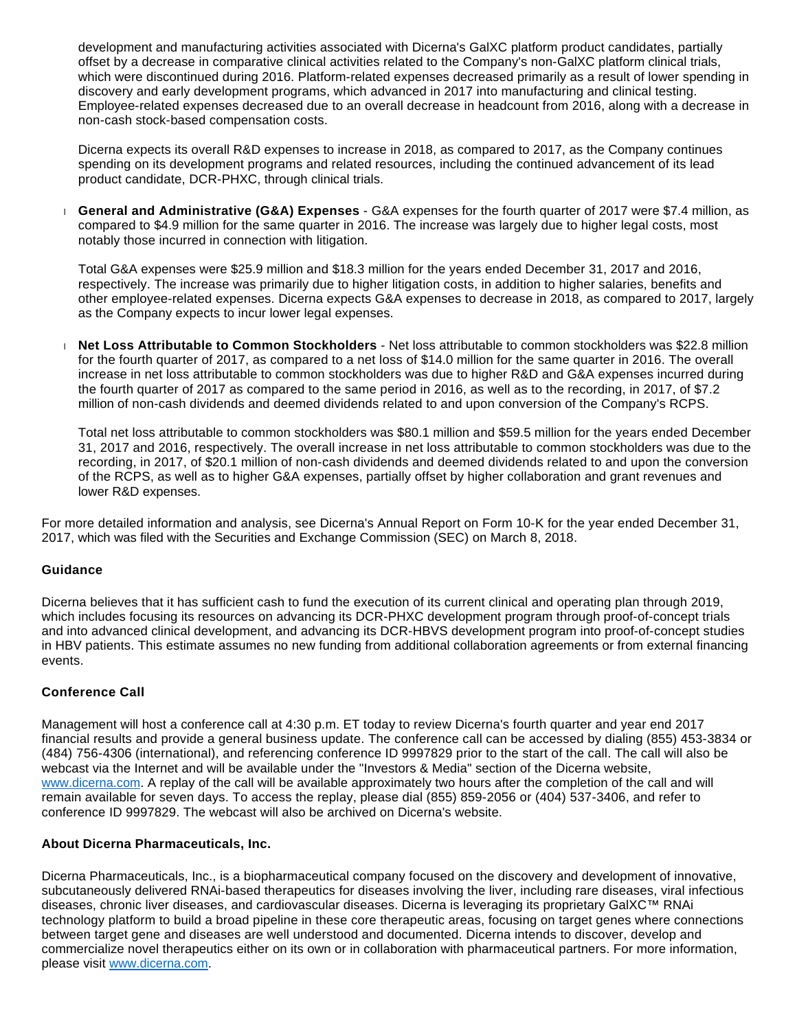development and manufacturing activities associated with Dicerna's GalXC platform product candidates, partially offset by a decrease in comparative clinical activities related to the Company's non-GalXC platform clinical trials, which were discontinued during 2016. Platform-related expenses decreased primarily as a result of lower spending in discovery and early development programs, which advanced in 2017 into manufacturing and clinical testing. Employee-related expenses decreased due to an overall decrease in headcount from 2016, along with a decrease in non-cash stock-based compensation costs.

Dicerna expects its overall R&D expenses to increase in 2018, as compared to 2017, as the Company continues spending on its development programs and related resources, including the continued advancement of its lead product candidate, DCR-PHXC, through clinical trials.

- **General and Administrative (G&A) Expenses** - G&A expenses for the fourth quarter of 2017 were $7.4 million, as compared to $4.9 million for the same quarter in 2016. The increase was largely due to higher legal costs, most notably those incurred in connection with litigation.

  Total G&A expenses were $25.9 million and $18.3 million for the years ended December 31, 2017 and 2016, respectively. The increase was primarily due to higher litigation costs, in addition to higher salaries, benefits and other employee-related expenses. Dicerna expects G&A expenses to decrease in 2018, as compared to 2017, largely as the Company expects to incur lower legal expenses.

- **Net Loss Attributable to Common Stockholders** - Net loss attributable to common stockholders was $22.8 million for the fourth quarter of 2017, as compared to a net loss of $14.0 million for the same quarter in 2016. The overall increase in net loss attributable to common stockholders was due to higher R&D and G&A expenses incurred during the fourth quarter of 2017 as compared to the same period in 2016, as well as to the recording, in 2017, of $7.2 million of non-cash dividends and deemed dividends related to and upon conversion of the Company's RCPS.

  Total net loss attributable to common stockholders was $80.1 million and $59.5 million for the years ended December 31, 2017 and 2016, respectively. The overall increase in net loss attributable to common stockholders was due to the recording, in 2017, of $20.1 million of non-cash dividends and deemed dividends related to and upon the conversion of the RCPS, as well as to higher G&A expenses, partially offset by higher collaboration and grant revenues and lower R&D expenses.

For more detailed information and analysis, see Dicerna's Annual Report on Form 10-K for the year ended December 31, 2017, which was filed with the Securities and Exchange Commission (SEC) on March 8, 2018.

### Guidance

Dicerna believes that it has sufficient cash to fund the execution of its current clinical and operating plan through 2019, which includes focusing its resources on advancing its DCR-PHXC development program through proof-of-concept trials and into advanced clinical development, and advancing its DCR-HBVS development program into proof-of-concept studies in HBV patients. This estimate assumes no new funding from additional collaboration agreements or from external financing events.

### Conference Call

Management will host a conference call at 4:30 p.m. ET today to review Dicerna's fourth quarter and year end 2017 financial results and provide a general business update. The conference call can be accessed by dialing (855) 453-3834 or (484) 756-4306 (international), and referencing conference ID 9997829 prior to the start of the call. The call will also be webcast via the Internet and will be available under the "Investors & Media" section of the Dicerna website, www.dicerna.com. A replay of the call will be available approximately two hours after the completion of the call and will remain available for seven days. To access the replay, please dial (855) 859-2056 or (404) 537-3406, and refer to conference ID 9997829. The webcast will also be archived on Dicerna's website.

### About Dicerna Pharmaceuticals, Inc.

Dicerna Pharmaceuticals, Inc., is a biopharmaceutical company focused on the discovery and development of innovative, subcutaneously delivered RNAi-based therapeutics for diseases involving the liver, including rare diseases, viral infectious diseases, chronic liver diseases, and cardiovascular diseases. Dicerna is leveraging its proprietary GalXC™ RNAi technology platform to build a broad pipeline in these core therapeutic areas, focusing on target genes where connections between target gene and diseases are well understood and documented. Dicerna intends to discover, develop and commercialize novel therapeutics either on its own or in collaboration with pharmaceutical partners. For more information, please visit www.dicerna.com.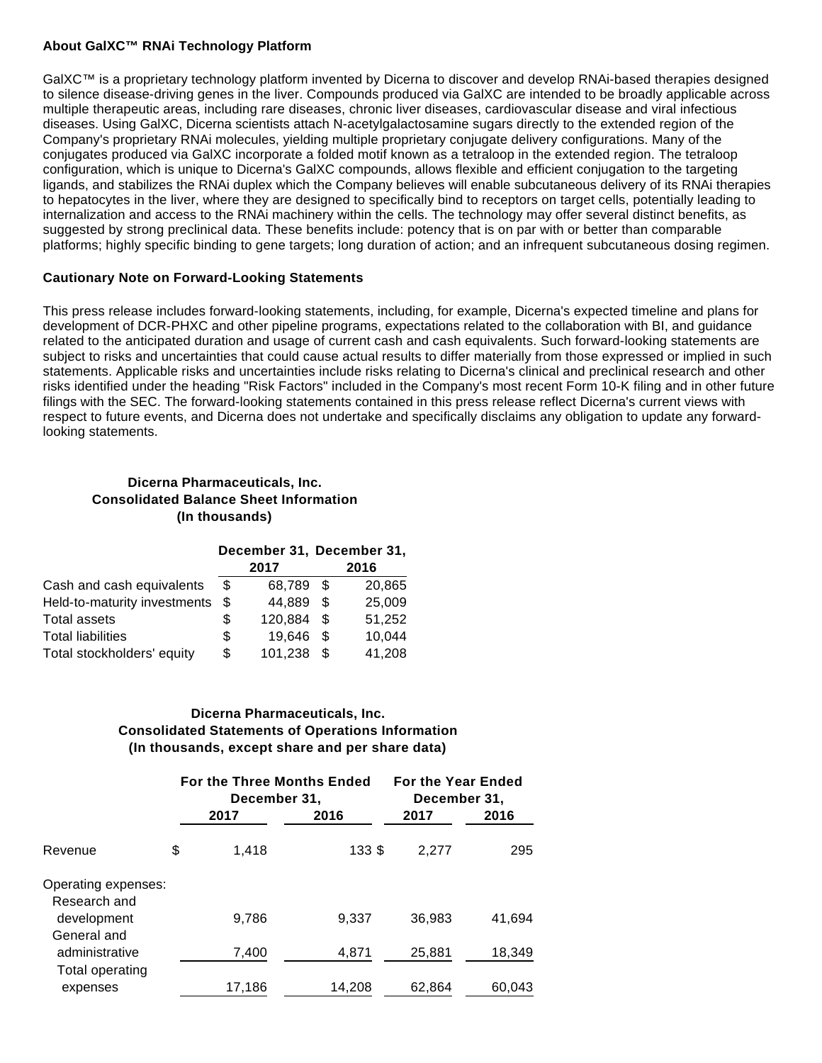**About GalXC™ RNAi Technology Platform**

GalXC™ is a proprietary technology platform invented by Dicerna to discover and develop RNAi-based therapies designed to silence disease-driving genes in the liver. Compounds produced via GalXC are intended to be broadly applicable across multiple therapeutic areas, including rare diseases, chronic liver diseases, cardiovascular disease and viral infectious diseases. Using GalXC, Dicerna scientists attach N-acetylgalactosamine sugars directly to the extended region of the Company's proprietary RNAi molecules, yielding multiple proprietary conjugate delivery configurations. Many of the conjugates produced via GalXC incorporate a folded motif known as a tetraloop in the extended region. The tetraloop configuration, which is unique to Dicerna's GalXC compounds, allows flexible and efficient conjugation to the targeting ligands, and stabilizes the RNAi duplex which the Company believes will enable subcutaneous delivery of its RNAi therapies to hepatocytes in the liver, where they are designed to specifically bind to receptors on target cells, potentially leading to internalization and access to the RNAi machinery within the cells. The technology may offer several distinct benefits, as suggested by strong preclinical data. These benefits include: potency that is on par with or better than comparable platforms; highly specific binding to gene targets; long duration of action; and an infrequent subcutaneous dosing regimen.

**Cautionary Note on Forward-Looking Statements**

This press release includes forward-looking statements, including, for example, Dicerna's expected timeline and plans for development of DCR-PHXC and other pipeline programs, expectations related to the collaboration with BI, and guidance related to the anticipated duration and usage of current cash and cash equivalents. Such forward-looking statements are subject to risks and uncertainties that could cause actual results to differ materially from those expressed or implied in such statements. Applicable risks and uncertainties include risks relating to Dicerna's clinical and preclinical research and other risks identified under the heading "Risk Factors" included in the Company's most recent Form 10-K filing and in other future filings with the SEC. The forward-looking statements contained in this press release reflect Dicerna's current views with respect to future events, and Dicerna does not undertake and specifically disclaims any obligation to update any forward-looking statements.

**Dicerna Pharmaceuticals, Inc.**
**Consolidated Balance Sheet Information**
**(In thousands)**

| | December 31, 2017 | December 31, 2016 |
|---|---|---|
| Cash and cash equivalents | $ 68,789 | $ 20,865 |
| Held-to-maturity investments | $ 44,889 | $ 25,009 |
| Total assets | $ 120,884 | $ 51,252 |
| Total liabilities | $ 19,646 | $ 10,044 |
| Total stockholders' equity | $ 101,238 | $ 41,208 |

**Dicerna Pharmaceuticals, Inc.**
**Consolidated Statements of Operations Information**
**(In thousands, except share and per share data)**

| | For the Three Months Ended December 31, | | For the Year Ended December 31, | |
|---|---|---|---|---|
| | 2017 | 2016 | 2017 | 2016 |
| Revenue | $ 1,418 | 133 | $ 2,277 | 295 |
| Operating expenses: | | | | |
| Research and development | 9,786 | 9,337 | 36,983 | 41,694 |
| General and administrative | 7,400 | 4,871 | 25,881 | 18,349 |
| Total operating expenses | 17,186 | 14,208 | 62,864 | 60,043 |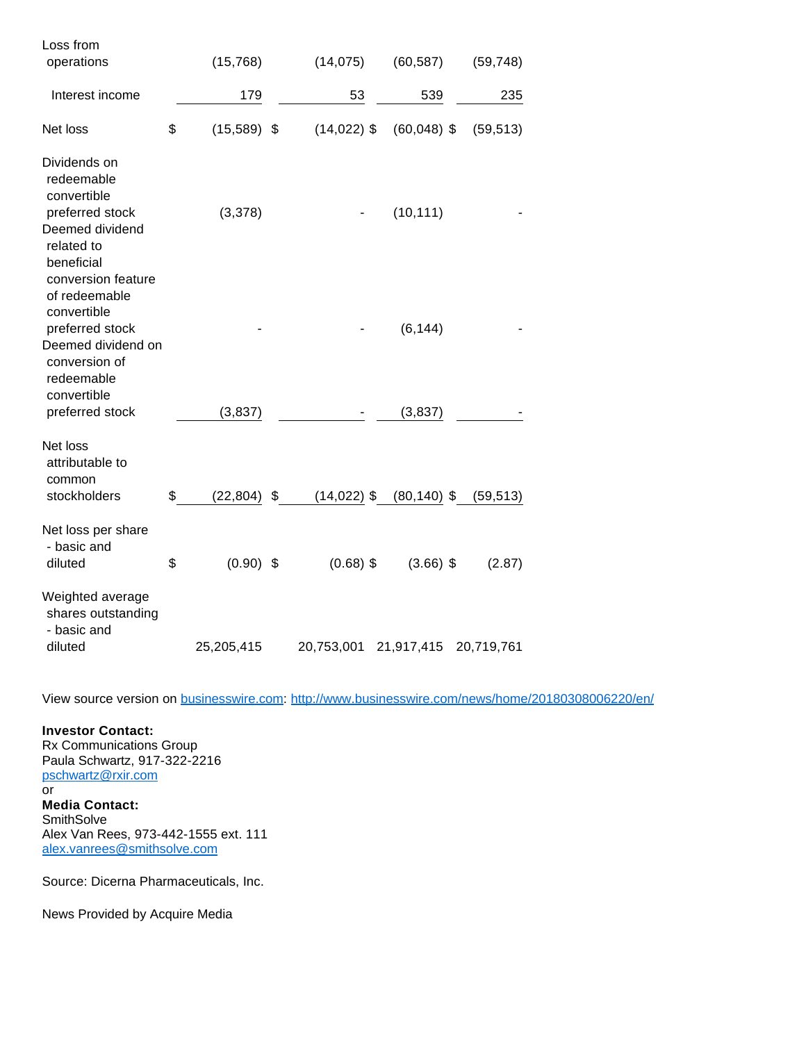| | | | | |
|---|---|---|---|---|
| Loss from operations | (15,768) | (14,075) | (60,587) | (59,748) |
| Interest income | 179 | 53 | 539 | 235 |
| Net loss | $ (15,589) | $ (14,022) | $ (60,048) | $ (59,513) |
| Dividends on redeemable convertible preferred stock | (3,378) | - | (10,111) | - |
| Deemed dividend related to beneficial conversion feature of redeemable convertible preferred stock | - | - | (6,144) | - |
| Deemed dividend on conversion of redeemable convertible preferred stock | (3,837) | - | (3,837) | - |
| Net loss attributable to common stockholders | $ (22,804) | $ (14,022) | $ (80,140) | $ (59,513) |
| Net loss per share - basic and diluted | $ (0.90) | $ (0.68) | $ (3.66) | $ (2.87) |
| Weighted average shares outstanding - basic and diluted | 25,205,415 | 20,753,001 | 21,917,415 | 20,719,761 |

View source version on businesswire.com: http://www.businesswire.com/news/home/20180308006220/en/

**Investor Contact:**
Rx Communications Group
Paula Schwartz, 917-322-2216
pschwartz@rxir.com
or
**Media Contact:**
SmithSolve
Alex Van Rees, 973-442-1555 ext. 111
alex.vanrees@smithsolve.com

Source: Dicerna Pharmaceuticals, Inc.

News Provided by Acquire Media